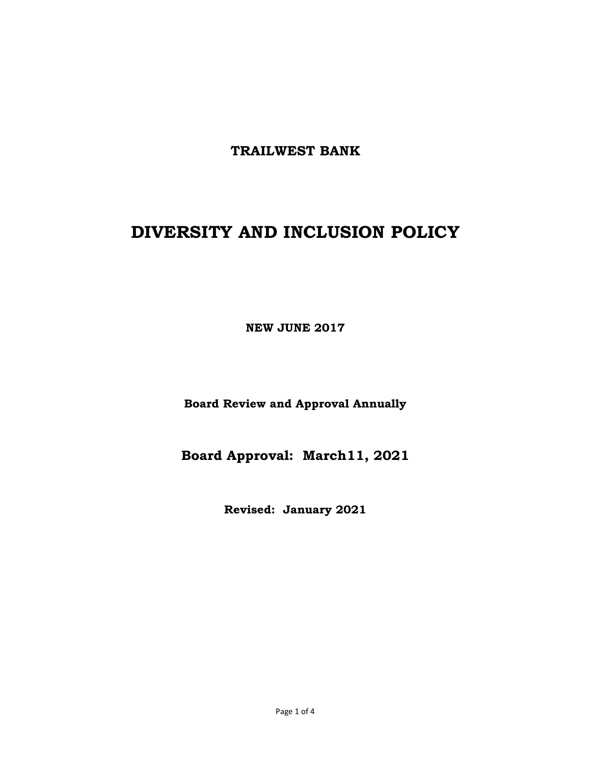**TRAILWEST BANK**

# DIVERSITY AND INCLUSION POLICY

**NEW JUNE 2017**

**Board Review and Approval Annually**

## Board Approval: March11, 2021

**Revised: January 2021**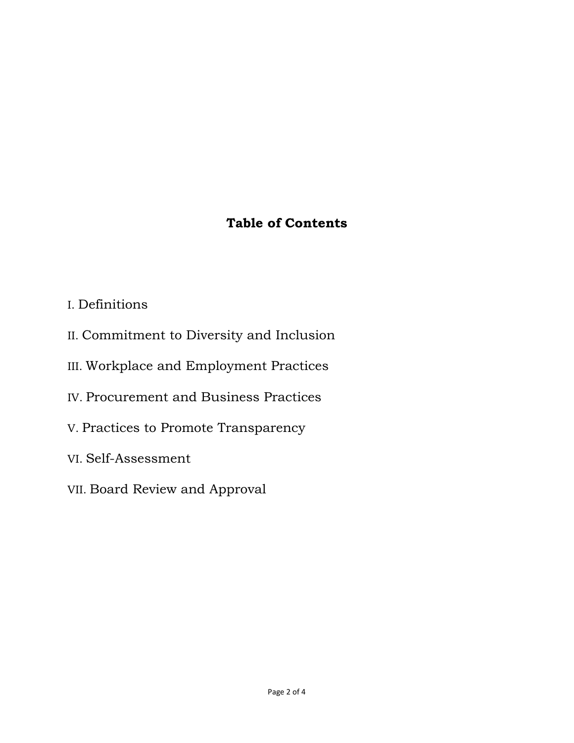## Table of Contents

I. Definitions

II. Commitment to Diversity and Inclusion

III. Workplace and Employment Practices

IV. Procurement and Business Practices

V. Practices to Promote Transparency

VI. Self-Assessment

VII. Board Review and Approval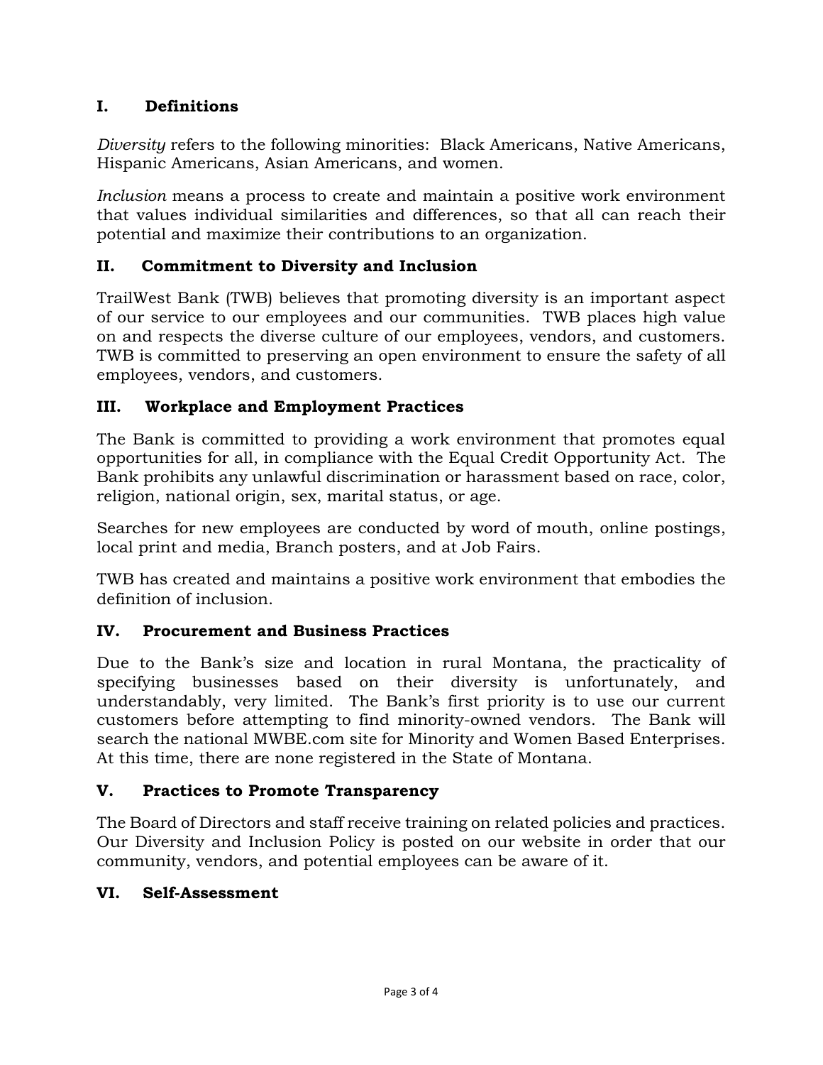## I. Definitions

*Diversity* refers to the following minorities: Black Americans, Native Americans, Hispanic Americans, Asian Americans, and women.

*Inclusion* means a process to create and maintain a positive work environment that values individual similarities and differences, so that all can reach their potential and maximize their contributions to an organization.

## II. Commitment to Diversity and Inclusion

TrailWest Bank (TWB) believes that promoting diversity is an important aspect of our service to our employees and our communities. TWB places high value on and respects the diverse culture of our employees, vendors, and customers. TWB is committed to preserving an open environment to ensure the safety of all employees, vendors, and customers.

## III. Workplace and Employment Practices

The Bank is committed to providing a work environment that promotes equal opportunities for all, in compliance with the Equal Credit Opportunity Act. The Bank prohibits any unlawful discrimination or harassment based on race, color, religion, national origin, sex, marital status, or age.

Searches for new employees are conducted by word of mouth, online postings, local print and media, Branch posters, and at Job Fairs.

TWB has created and maintains a positive work environment that embodies the definition of inclusion.

## IV. Procurement and Business Practices

Due to the Bank's size and location in rural Montana, the practicality of specifying businesses based on their diversity is unfortunately, and understandably, very limited. The Bank's first priority is to use our current customers before attempting to find minority-owned vendors. The Bank will search the national MWBE.com site for Minority and Women Based Enterprises. At this time, there are none registered in the State of Montana.

## V. Practices to Promote Transparency

The Board of Directors and staff receive training on related policies and practices. Our Diversity and Inclusion Policy is posted on our website in order that our community, vendors, and potential employees can be aware of it.

## VI. Self-Assessment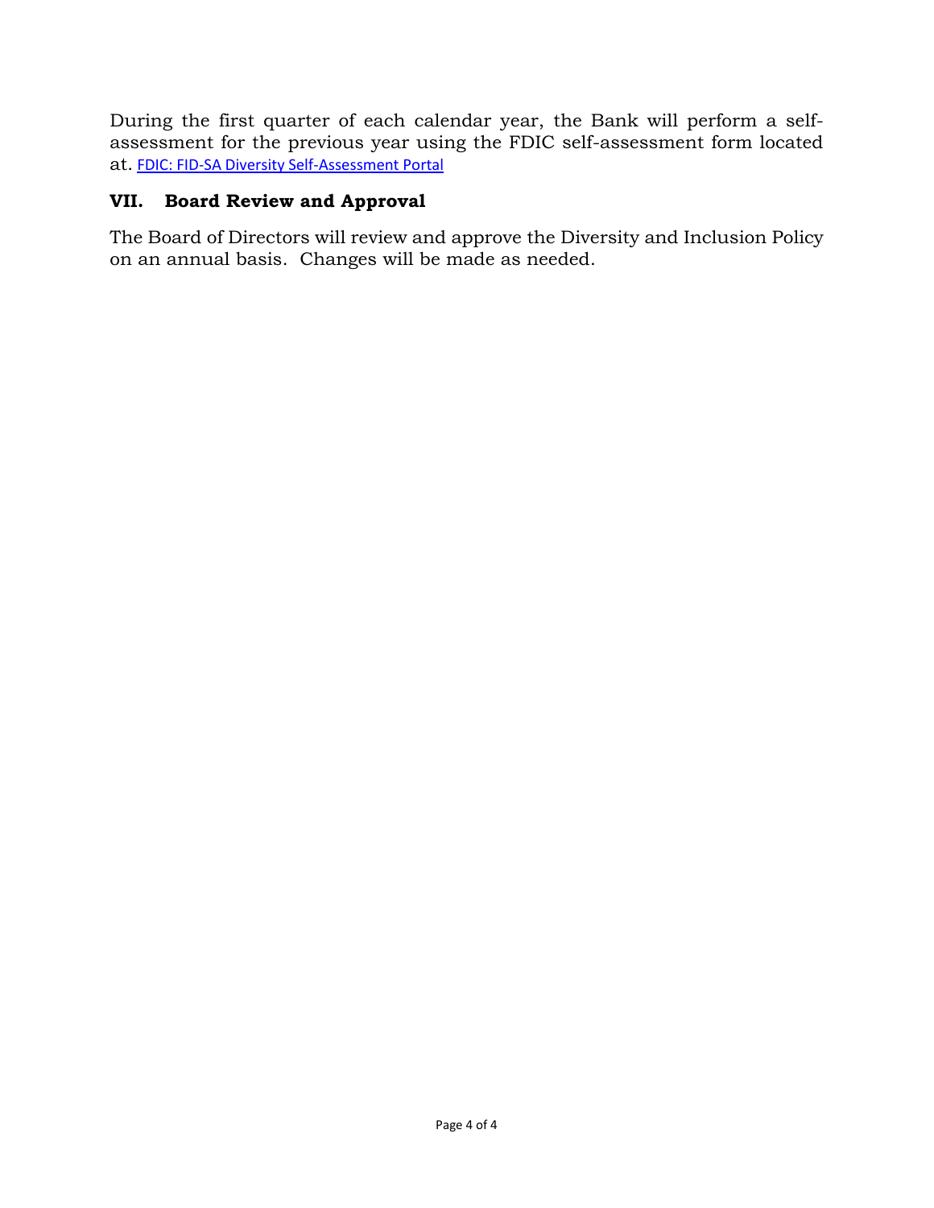During the first quarter of each calendar year, the Bank will perform a self-assessment for the previous year using the FDIC self-assessment form located at. FDIC: FID-SA Diversity Self-Assessment Portal

## VII. Board Review and Approval

The Board of Directors will review and approve the Diversity and Inclusion Policy on an annual basis. Changes will be made as needed.